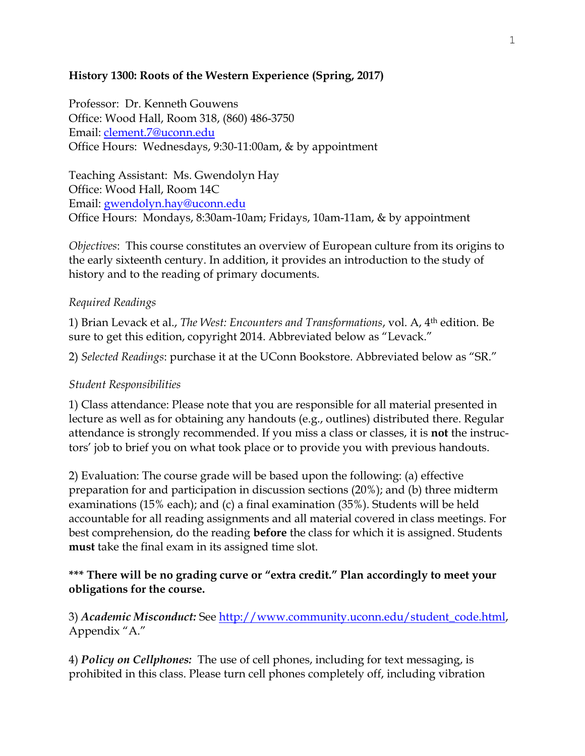**History 1300: Roots of the Western Experience (Spring, 2017)**

Professor: Dr. Kenneth Gouwens
Office: Wood Hall, Room 318, (860) 486-3750
Email: clement.7@uconn.edu
Office Hours: Wednesdays, 9:30-11:00am, & by appointment

Teaching Assistant: Ms. Gwendolyn Hay
Office: Wood Hall, Room 14C
Email: gwendolyn.hay@uconn.edu
Office Hours: Mondays, 8:30am-10am; Fridays, 10am-11am, & by appointment

*Objectives*: This course constitutes an overview of European culture from its origins to the early sixteenth century. In addition, it provides an introduction to the study of history and to the reading of primary documents.

*Required Readings*

1) Brian Levack et al., *The West: Encounters and Transformations*, vol. A, 4th edition. Be sure to get this edition, copyright 2014. Abbreviated below as "Levack."

2) *Selected Readings*: purchase it at the UConn Bookstore. Abbreviated below as "SR."

*Student Responsibilities*

1) Class attendance: Please note that you are responsible for all material presented in lecture as well as for obtaining any handouts (e.g., outlines) distributed there. Regular attendance is strongly recommended. If you miss a class or classes, it is **not** the instructors' job to brief you on what took place or to provide you with previous handouts.

2) Evaluation: The course grade will be based upon the following: (a) effective preparation for and participation in discussion sections (20%); and (b) three midterm examinations (15% each); and (c) a final examination (35%). Students will be held accountable for all reading assignments and all material covered in class meetings. For best comprehension, do the reading **before** the class for which it is assigned. Students **must** take the final exam in its assigned time slot.

**\*\*\* There will be no grading curve or "extra credit." Plan accordingly to meet your obligations for the course.**

3) ***Academic Misconduct:*** See http://www.community.uconn.edu/student_code.html, Appendix "A."

4) ***Policy on Cellphones:*** The use of cell phones, including for text messaging, is prohibited in this class. Please turn cell phones completely off, including vibration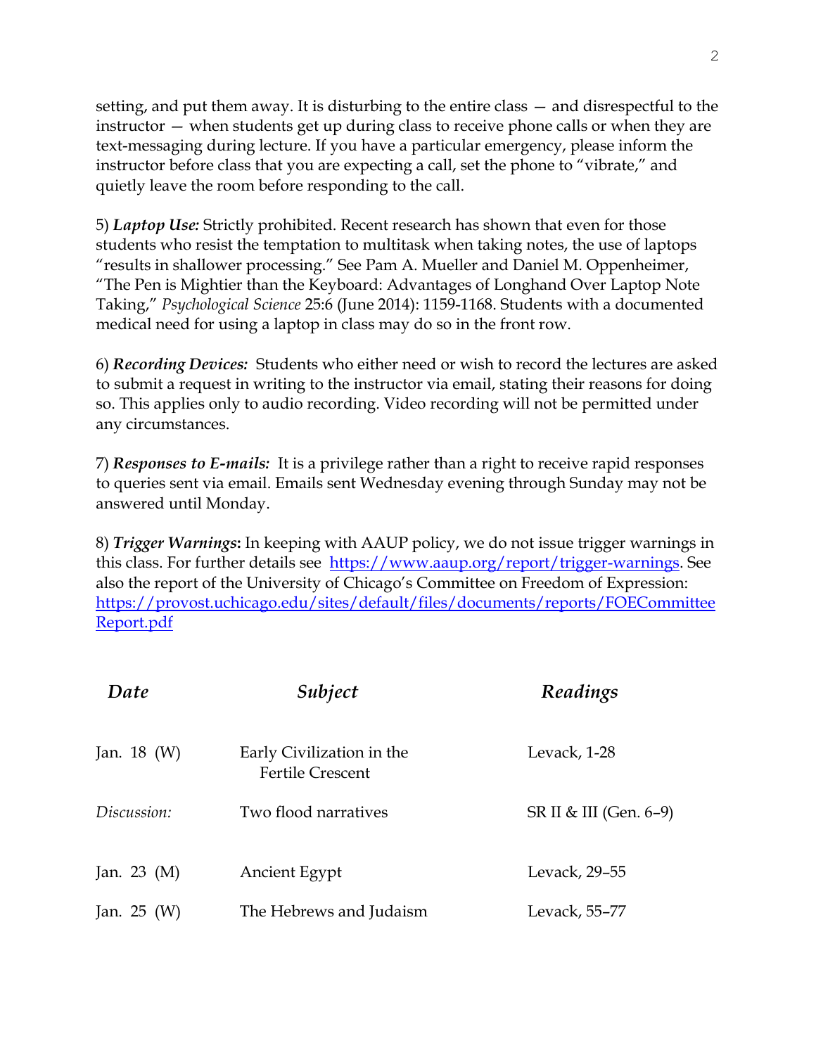setting, and put them away. It is disturbing to the entire class — and disrespectful to the instructor — when students get up during class to receive phone calls or when they are text-messaging during lecture. If you have a particular emergency, please inform the instructor before class that you are expecting a call, set the phone to "vibrate," and quietly leave the room before responding to the call.

5) ***Laptop Use:*** Strictly prohibited. Recent research has shown that even for those students who resist the temptation to multitask when taking notes, the use of laptops "results in shallower processing." See Pam A. Mueller and Daniel M. Oppenheimer, "The Pen is Mightier than the Keyboard: Advantages of Longhand Over Laptop Note Taking," *Psychological Science* 25:6 (June 2014): 1159-1168. Students with a documented medical need for using a laptop in class may do so in the front row.

6) ***Recording Devices:*** Students who either need or wish to record the lectures are asked to submit a request in writing to the instructor via email, stating their reasons for doing so. This applies only to audio recording. Video recording will not be permitted under any circumstances.

7) ***Responses to E-mails:*** It is a privilege rather than a right to receive rapid responses to queries sent via email. Emails sent Wednesday evening through Sunday may not be answered until Monday.

8) ***Trigger Warnings*****:** In keeping with AAUP policy, we do not issue trigger warnings in this class. For further details see [https://www.aaup.org/report/trigger-warnings](https://www.aaup.org/report/trigger-warnings). See also the report of the University of Chicago's Committee on Freedom of Expression: [https://provost.uchicago.edu/sites/default/files/documents/reports/FOECommitteeReport.pdf](https://provost.uchicago.edu/sites/default/files/documents/reports/FOECommitteeReport.pdf)

| *Date* | *Subject* | *Readings* |
|---|---|---|
| Jan. 18 (W) | Early Civilization in the Fertile Crescent | Levack, 1-28 |
| *Discussion:* | Two flood narratives | SR II & III (Gen. 6–9) |
| Jan. 23 (M) | Ancient Egypt | Levack, 29–55 |
| Jan. 25 (W) | The Hebrews and Judaism | Levack, 55–77 |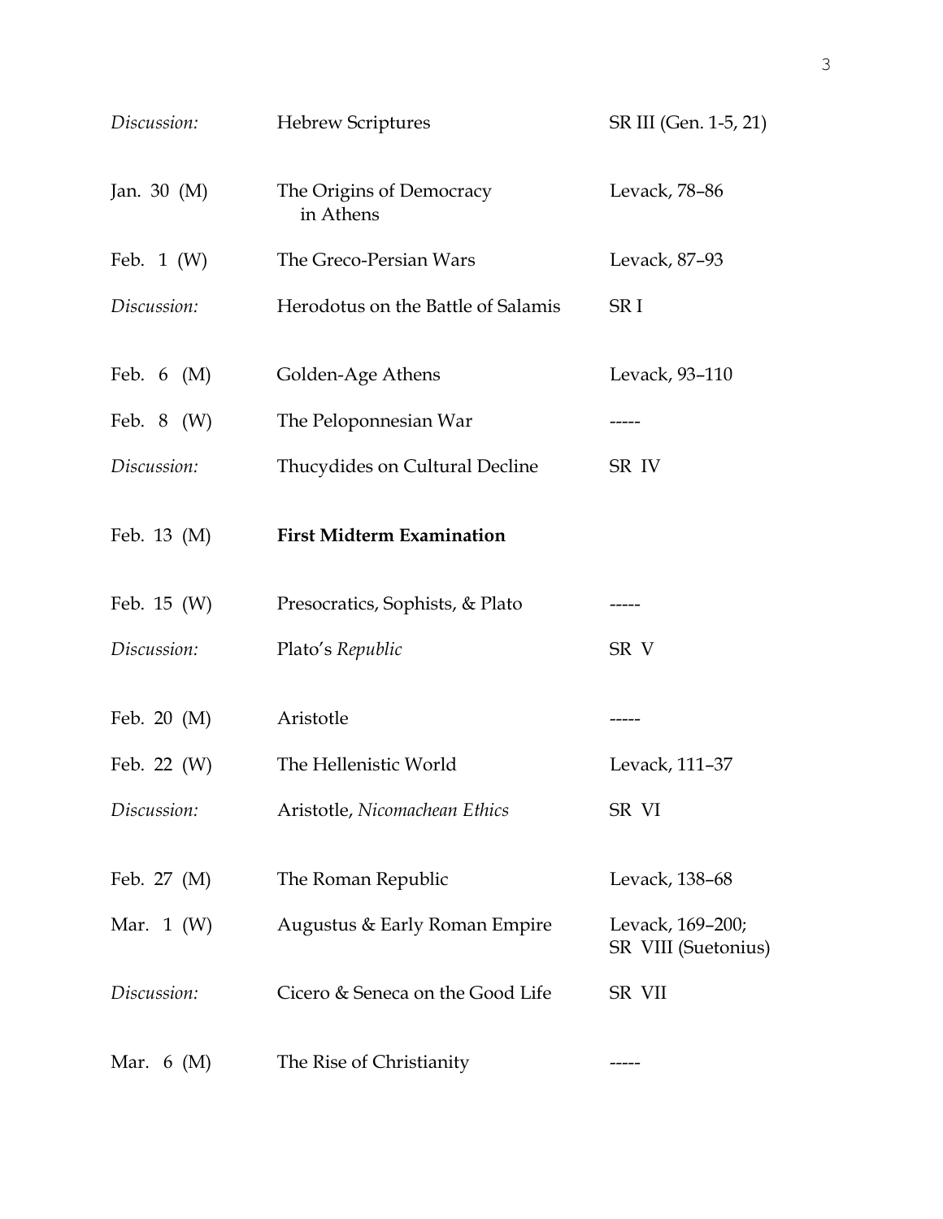| | | |
|---|---|---|
| *Discussion:* | Hebrew Scriptures | SR III (Gen. 1-5, 21) |
| Jan. 30 (M) | The Origins of Democracy in Athens | Levack, 78–86 |
| Feb. 1 (W) | The Greco-Persian Wars | Levack, 87–93 |
| *Discussion:* | Herodotus on the Battle of Salamis | SR I |
| Feb. 6 (M) | Golden-Age Athens | Levack, 93–110 |
| Feb. 8 (W) | The Peloponnesian War | ----- |
| *Discussion:* | Thucydides on Cultural Decline | SR IV |
| Feb. 13 (M) | **First Midterm Examination** | |
| Feb. 15 (W) | Presocratics, Sophists, & Plato | ----- |
| *Discussion:* | Plato's *Republic* | SR V |
| Feb. 20 (M) | Aristotle | ----- |
| Feb. 22 (W) | The Hellenistic World | Levack, 111–37 |
| *Discussion:* | Aristotle, *Nicomachean Ethics* | SR VI |
| Feb. 27 (M) | The Roman Republic | Levack, 138–68 |
| Mar. 1 (W) | Augustus & Early Roman Empire | Levack, 169–200; SR VIII (Suetonius) |
| *Discussion:* | Cicero & Seneca on the Good Life | SR VII |
| Mar. 6 (M) | The Rise of Christianity | ----- |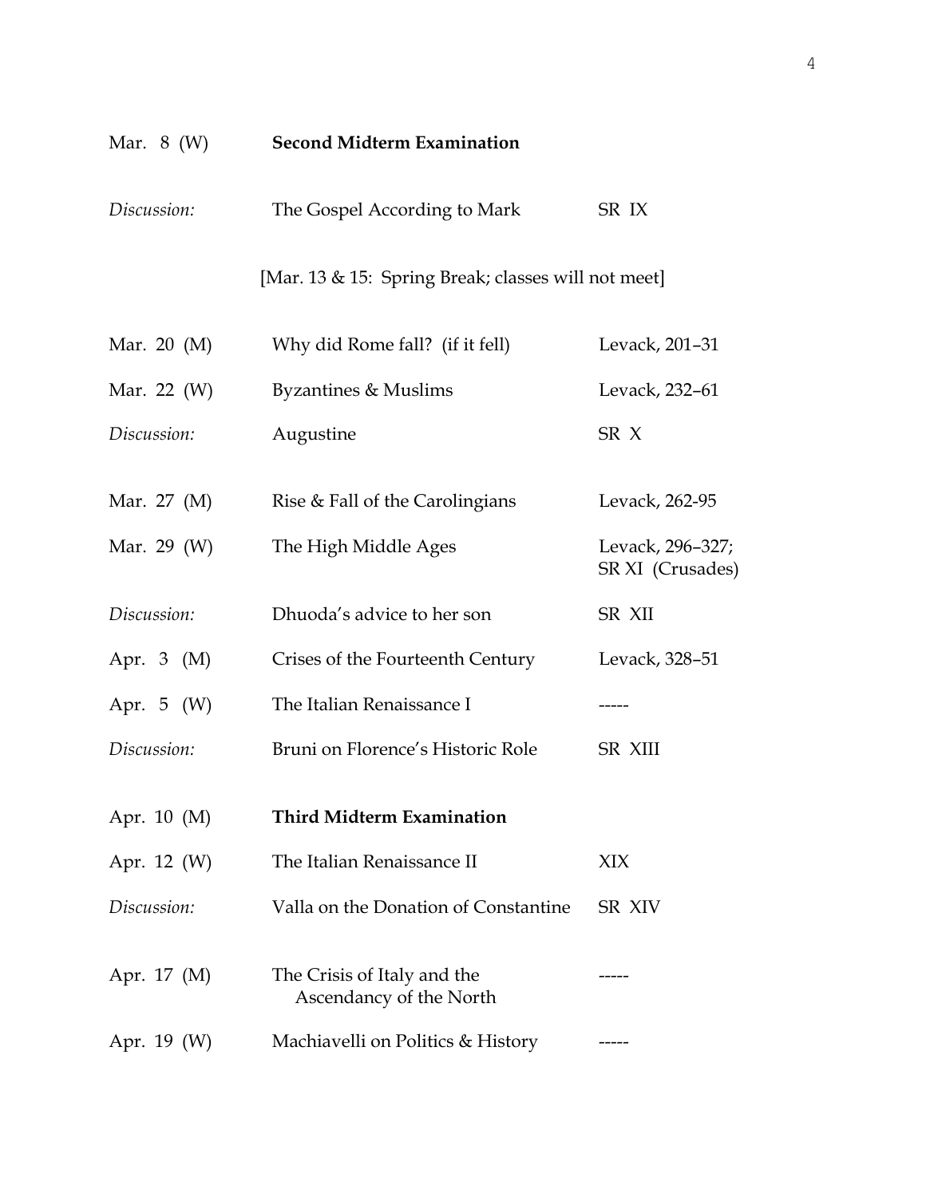| | | |
|---|---|---|
| Mar. 8 (W) | **Second Midterm Examination** | |
| *Discussion:* | The Gospel According to Mark | SR IX |
| | [Mar. 13 & 15: Spring Break; classes will not meet] | |
| Mar. 20 (M) | Why did Rome fall? (if it fell) | Levack, 201–31 |
| Mar. 22 (W) | Byzantines & Muslims | Levack, 232–61 |
| *Discussion:* | Augustine | SR X |
| Mar. 27 (M) | Rise & Fall of the Carolingians | Levack, 262-95 |
| Mar. 29 (W) | The High Middle Ages | Levack, 296–327; SR XI (Crusades) |
| *Discussion:* | Dhuoda's advice to her son | SR XII |
| Apr. 3 (M) | Crises of the Fourteenth Century | Levack, 328–51 |
| Apr. 5 (W) | The Italian Renaissance I | ----- |
| *Discussion:* | Bruni on Florence's Historic Role | SR XIII |
| Apr. 10 (M) | **Third Midterm Examination** | |
| Apr. 12 (W) | The Italian Renaissance II | XIX |
| *Discussion:* | Valla on the Donation of Constantine | SR XIV |
| Apr. 17 (M) | The Crisis of Italy and the Ascendancy of the North | ----- |
| Apr. 19 (W) | Machiavelli on Politics & History | ----- |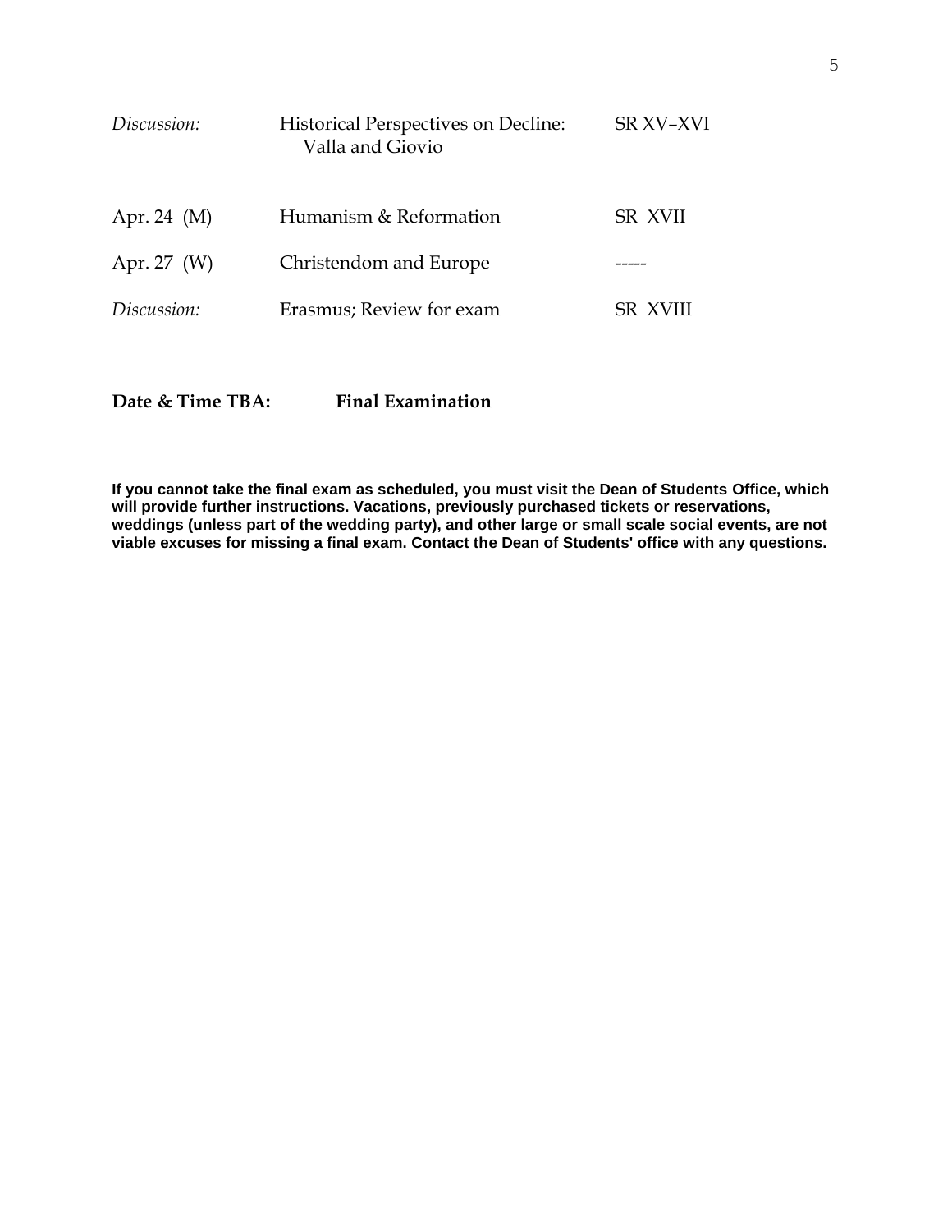| | | |
|---|---|---|
| *Discussion:* | Historical Perspectives on Decline: Valla and Giovio | SR XV–XVI |
| Apr. 24 (M) | Humanism & Reformation | SR XVII |
| Apr. 27 (W) | Christendom and Europe | ----- |
| *Discussion:* | Erasmus; Review for exam | SR XVIII |

**Date & Time TBA:** **Final Examination**

**If you cannot take the final exam as scheduled, you must visit the Dean of Students Office, which will provide further instructions. Vacations, previously purchased tickets or reservations, weddings (unless part of the wedding party), and other large or small scale social events, are not viable excuses for missing a final exam. Contact the Dean of Students' office with any questions.**